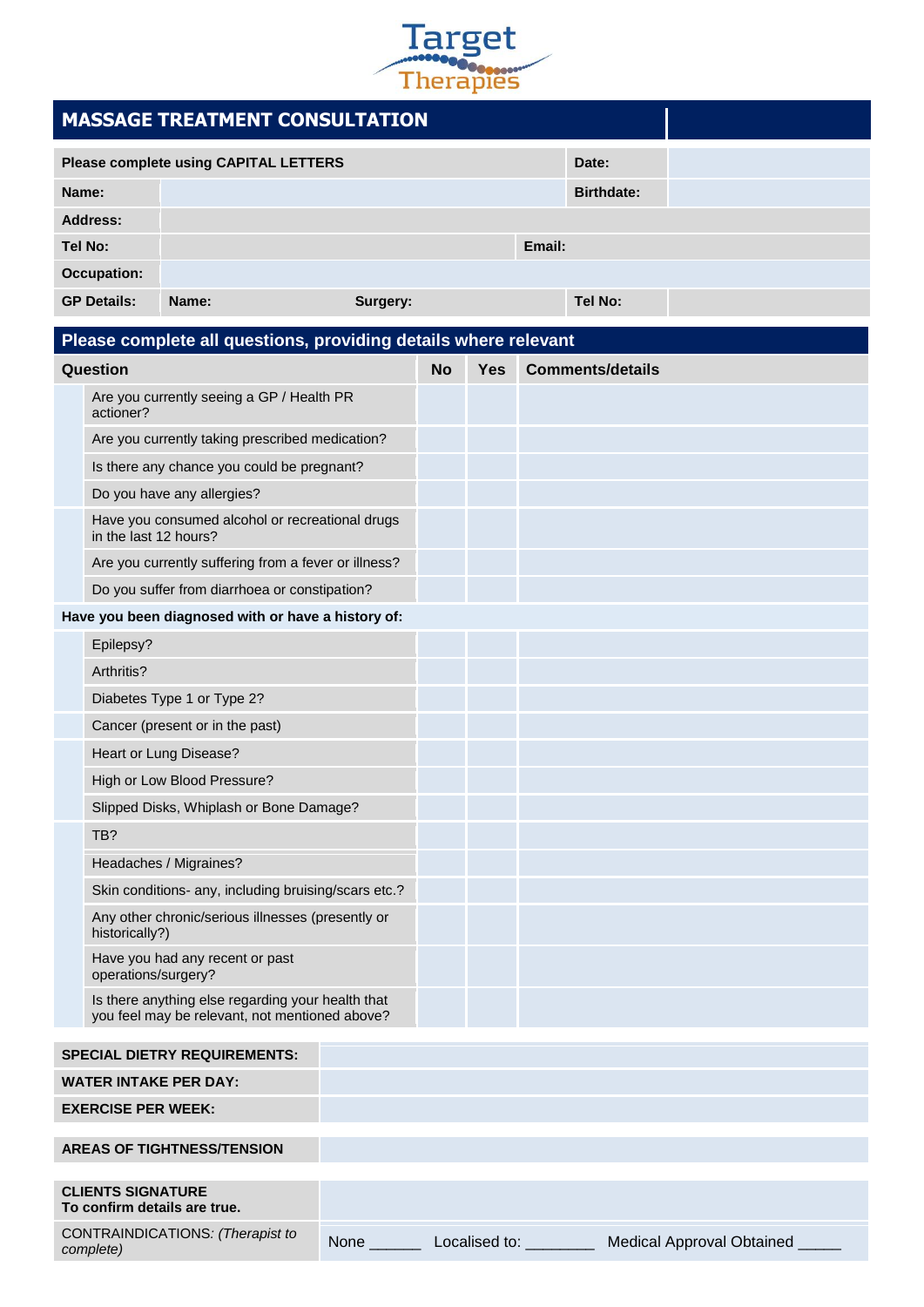Target Therapies

# MASSAGE TREATMENT CONSULTATION

| Please complete using CAPITAL LETTERS | | | Date: | |
|---|---|---|---|---|
| Name: | | | Birthdate: | |
| Address: | | | | |
| Tel No: | | Email: | | |
| Occupation: | | | | |
| GP Details: | Name: | Surgery: | Tel No: | |

## Please complete all questions, providing details where relevant

| Question | No | Yes | Comments/details |
|---|---|---|---|
| Are you currently seeing a GP / Health PR actioner? | | | |
| Are you currently taking prescribed medication? | | | |
| Is there any chance you could be pregnant? | | | |
| Do you have any allergies? | | | |
| Have you consumed alcohol or recreational drugs in the last 12 hours? | | | |
| Are you currently suffering from a fever or illness? | | | |
| Do you suffer from diarrhoea or constipation? | | | |
| **Have you been diagnosed with or have a history of:** | | | |
| Epilepsy? | | | |
| Arthritis? | | | |
| Diabetes Type 1 or Type 2? | | | |
| Cancer (present or in the past) | | | |
| Heart or Lung Disease? | | | |
| High or Low Blood Pressure? | | | |
| Slipped Disks, Whiplash or Bone Damage? | | | |
| TB? | | | |
| Headaches / Migraines? | | | |
| Skin conditions- any, including bruising/scars etc.? | | | |
| Any other chronic/serious illnesses (presently or historically?) | | | |
| Have you had any recent or past operations/surgery? | | | |
| Is there anything else regarding your health that you feel may be relevant, not mentioned above? | | | |

| | |
|---|---|
| **SPECIAL DIETRY REQUIREMENTS:** | |
| **WATER INTAKE PER DAY:** | |
| **EXERCISE PER WEEK:** | |

| | |
|---|---|
| **AREAS OF TIGHTNESS/TENSION** | |

| | |
|---|---|
| **CLIENTS SIGNATURE** To confirm details are true. | |
| CONTRAINDICATIONS: *(Therapist to complete)* | None ______ Localised to: ________ Medical Approval Obtained _____ |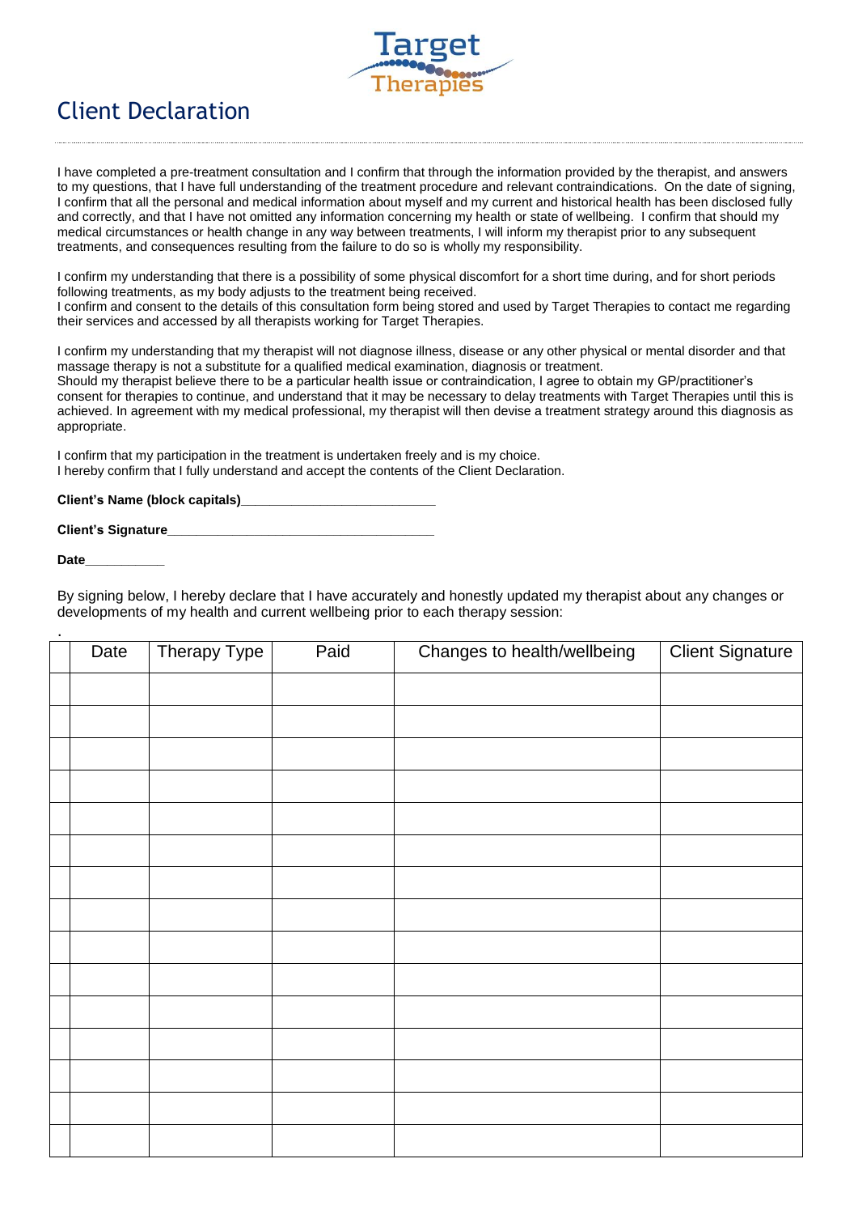Target Therapies

# Client Declaration

I have completed a pre-treatment consultation and I confirm that through the information provided by the therapist, and answers to my questions, that I have full understanding of the treatment procedure and relevant contraindications. On the date of signing, I confirm that all the personal and medical information about myself and my current and historical health has been disclosed fully and correctly, and that I have not omitted any information concerning my health or state of wellbeing. I confirm that should my medical circumstances or health change in any way between treatments, I will inform my therapist prior to any subsequent treatments, and consequences resulting from the failure to do so is wholly my responsibility.

I confirm my understanding that there is a possibility of some physical discomfort for a short time during, and for short periods following treatments, as my body adjusts to the treatment being received.
I confirm and consent to the details of this consultation form being stored and used by Target Therapies to contact me regarding their services and accessed by all therapists working for Target Therapies.

I confirm my understanding that my therapist will not diagnose illness, disease or any other physical or mental disorder and that massage therapy is not a substitute for a qualified medical examination, diagnosis or treatment.
Should my therapist believe there to be a particular health issue or contraindication, I agree to obtain my GP/practitioner's consent for therapies to continue, and understand that it may be necessary to delay treatments with Target Therapies until this is achieved. In agreement with my medical professional, my therapist will then devise a treatment strategy around this diagnosis as appropriate.

I confirm that my participation in the treatment is undertaken freely and is my choice.
I hereby confirm that I fully understand and accept the contents of the Client Declaration.

**Client's Name (block capitals)**___________________________

**Client's Signature**_____________________________________

**Date**___________

By signing below, I hereby declare that I have accurately and honestly updated my therapist about any changes or developments of my health and current wellbeing prior to each therapy session:

.

| | Date | Therapy Type | Paid | Changes to health/wellbeing | Client Signature |
|---|---|---|---|---|---|
| | | | | | |
| | | | | | |
| | | | | | |
| | | | | | |
| | | | | | |
| | | | | | |
| | | | | | |
| | | | | | |
| | | | | | |
| | | | | | |
| | | | | | |
| | | | | | |
| | | | | | |
| | | | | | |
| | | | | | |